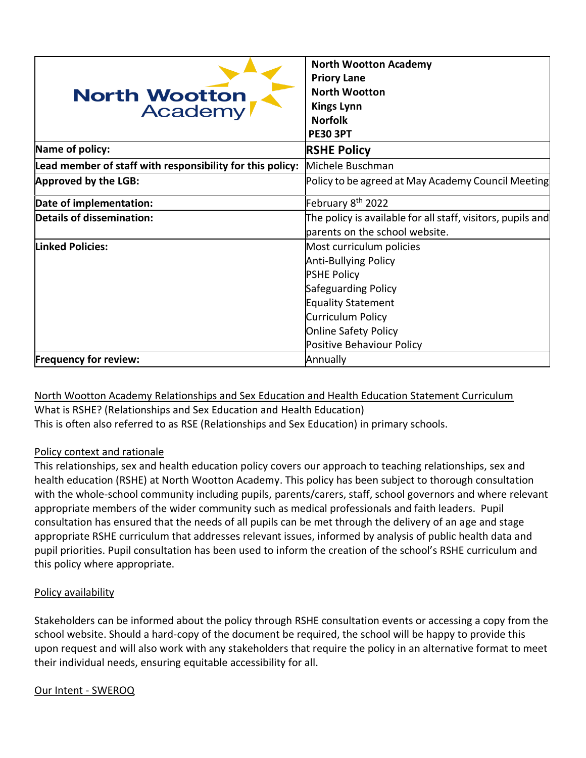| North Wootton Academy | **North Wootton Academy**<br>**Priory Lane**<br>**North Wootton**<br>**Kings Lynn**<br>**Norfolk**<br>**PE30 3PT** |
|---|---|
| **Name of policy:** | **RSHE Policy** |
| **Lead member of staff with responsibility for this policy:** | Michele Buschman |
| **Approved by the LGB:** | Policy to be agreed at May Academy Council Meeting |
| **Date of implementation:** | February 8th 2022 |
| **Details of dissemination:** | The policy is available for all staff, visitors, pupils and parents on the school website. |
| **Linked Policies:** | Most curriculum policies<br>Anti-Bullying Policy<br>PSHE Policy<br>Safeguarding Policy<br>Equality Statement<br>Curriculum Policy<br>Online Safety Policy<br>Positive Behaviour Policy |
| **Frequency for review:** | Annually |

<u>North Wootton Academy Relationships and Sex Education and Health Education Statement Curriculum</u>

What is RSHE? (Relationships and Sex Education and Health Education)

This is often also referred to as RSE (Relationships and Sex Education) in primary schools.

<u>Policy context and rationale</u>

This relationships, sex and health education policy covers our approach to teaching relationships, sex and health education (RSHE) at North Wootton Academy. This policy has been subject to thorough consultation with the whole-school community including pupils, parents/carers, staff, school governors and where relevant appropriate members of the wider community such as medical professionals and faith leaders. Pupil consultation has ensured that the needs of all pupils can be met through the delivery of an age and stage appropriate RSHE curriculum that addresses relevant issues, informed by analysis of public health data and pupil priorities. Pupil consultation has been used to inform the creation of the school's RSHE curriculum and this policy where appropriate.

<u>Policy availability</u>

Stakeholders can be informed about the policy through RSHE consultation events or accessing a copy from the school website. Should a hard-copy of the document be required, the school will be happy to provide this upon request and will also work with any stakeholders that require the policy in an alternative format to meet their individual needs, ensuring equitable accessibility for all.

<u>Our Intent - SWEROQ</u>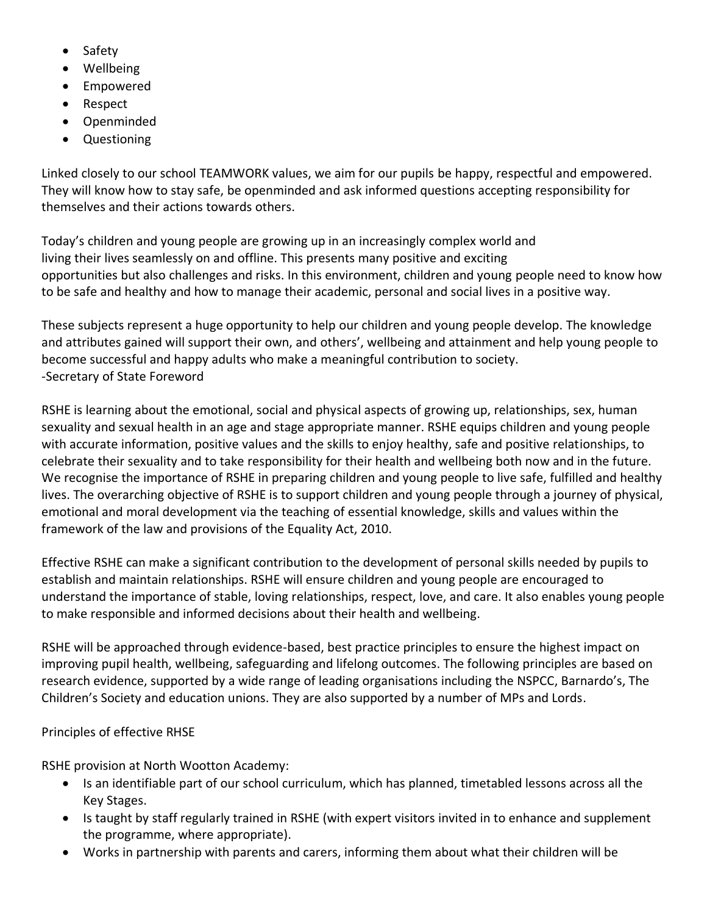- Safety
- Wellbeing
- Empowered
- Respect
- Openminded
- Questioning

Linked closely to our school TEAMWORK values, we aim for our pupils be happy, respectful and empowered. They will know how to stay safe, be openminded and ask informed questions accepting responsibility for themselves and their actions towards others.

Today's children and young people are growing up in an increasingly complex world and living their lives seamlessly on and offline. This presents many positive and exciting opportunities but also challenges and risks. In this environment, children and young people need to know how to be safe and healthy and how to manage their academic, personal and social lives in a positive way.

These subjects represent a huge opportunity to help our children and young people develop. The knowledge and attributes gained will support their own, and others', wellbeing and attainment and help young people to become successful and happy adults who make a meaningful contribution to society.
-Secretary of State Foreword

RSHE is learning about the emotional, social and physical aspects of growing up, relationships, sex, human sexuality and sexual health in an age and stage appropriate manner. RSHE equips children and young people with accurate information, positive values and the skills to enjoy healthy, safe and positive relationships, to celebrate their sexuality and to take responsibility for their health and wellbeing both now and in the future. We recognise the importance of RSHE in preparing children and young people to live safe, fulfilled and healthy lives. The overarching objective of RSHE is to support children and young people through a journey of physical, emotional and moral development via the teaching of essential knowledge, skills and values within the framework of the law and provisions of the Equality Act, 2010.

Effective RSHE can make a significant contribution to the development of personal skills needed by pupils to establish and maintain relationships. RSHE will ensure children and young people are encouraged to understand the importance of stable, loving relationships, respect, love, and care. It also enables young people to make responsible and informed decisions about their health and wellbeing.

RSHE will be approached through evidence-based, best practice principles to ensure the highest impact on improving pupil health, wellbeing, safeguarding and lifelong outcomes. The following principles are based on research evidence, supported by a wide range of leading organisations including the NSPCC, Barnardo's, The Children's Society and education unions. They are also supported by a number of MPs and Lords.

Principles of effective RHSE

RSHE provision at North Wootton Academy:

- Is an identifiable part of our school curriculum, which has planned, timetabled lessons across all the Key Stages.
- Is taught by staff regularly trained in RSHE (with expert visitors invited in to enhance and supplement the programme, where appropriate).
- Works in partnership with parents and carers, informing them about what their children will be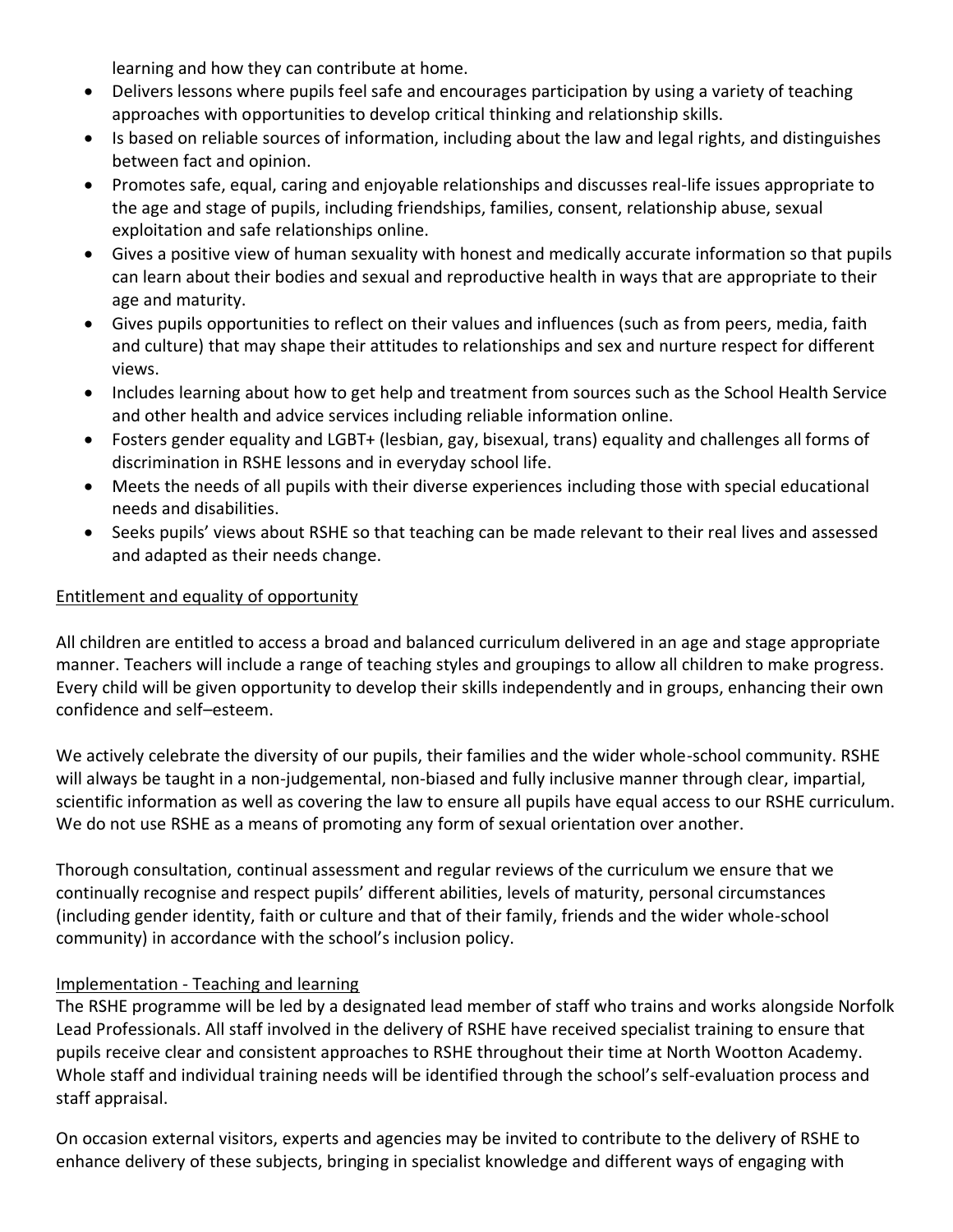learning and how they can contribute at home.

- Delivers lessons where pupils feel safe and encourages participation by using a variety of teaching approaches with opportunities to develop critical thinking and relationship skills.
- Is based on reliable sources of information, including about the law and legal rights, and distinguishes between fact and opinion.
- Promotes safe, equal, caring and enjoyable relationships and discusses real-life issues appropriate to the age and stage of pupils, including friendships, families, consent, relationship abuse, sexual exploitation and safe relationships online.
- Gives a positive view of human sexuality with honest and medically accurate information so that pupils can learn about their bodies and sexual and reproductive health in ways that are appropriate to their age and maturity.
- Gives pupils opportunities to reflect on their values and influences (such as from peers, media, faith and culture) that may shape their attitudes to relationships and sex and nurture respect for different views.
- Includes learning about how to get help and treatment from sources such as the School Health Service and other health and advice services including reliable information online.
- Fosters gender equality and LGBT+ (lesbian, gay, bisexual, trans) equality and challenges all forms of discrimination in RSHE lessons and in everyday school life.
- Meets the needs of all pupils with their diverse experiences including those with special educational needs and disabilities.
- Seeks pupils' views about RSHE so that teaching can be made relevant to their real lives and assessed and adapted as their needs change.

<u>Entitlement and equality of opportunity</u>

All children are entitled to access a broad and balanced curriculum delivered in an age and stage appropriate manner. Teachers will include a range of teaching styles and groupings to allow all children to make progress. Every child will be given opportunity to develop their skills independently and in groups, enhancing their own confidence and self–esteem.

We actively celebrate the diversity of our pupils, their families and the wider whole-school community. RSHE will always be taught in a non-judgemental, non-biased and fully inclusive manner through clear, impartial, scientific information as well as covering the law to ensure all pupils have equal access to our RSHE curriculum. We do not use RSHE as a means of promoting any form of sexual orientation over another.

Thorough consultation, continual assessment and regular reviews of the curriculum we ensure that we continually recognise and respect pupils' different abilities, levels of maturity, personal circumstances (including gender identity, faith or culture and that of their family, friends and the wider whole-school community) in accordance with the school's inclusion policy.

<u>Implementation - Teaching and learning</u>

The RSHE programme will be led by a designated lead member of staff who trains and works alongside Norfolk Lead Professionals. All staff involved in the delivery of RSHE have received specialist training to ensure that pupils receive clear and consistent approaches to RSHE throughout their time at North Wootton Academy. Whole staff and individual training needs will be identified through the school's self-evaluation process and staff appraisal.

On occasion external visitors, experts and agencies may be invited to contribute to the delivery of RSHE to enhance delivery of these subjects, bringing in specialist knowledge and different ways of engaging with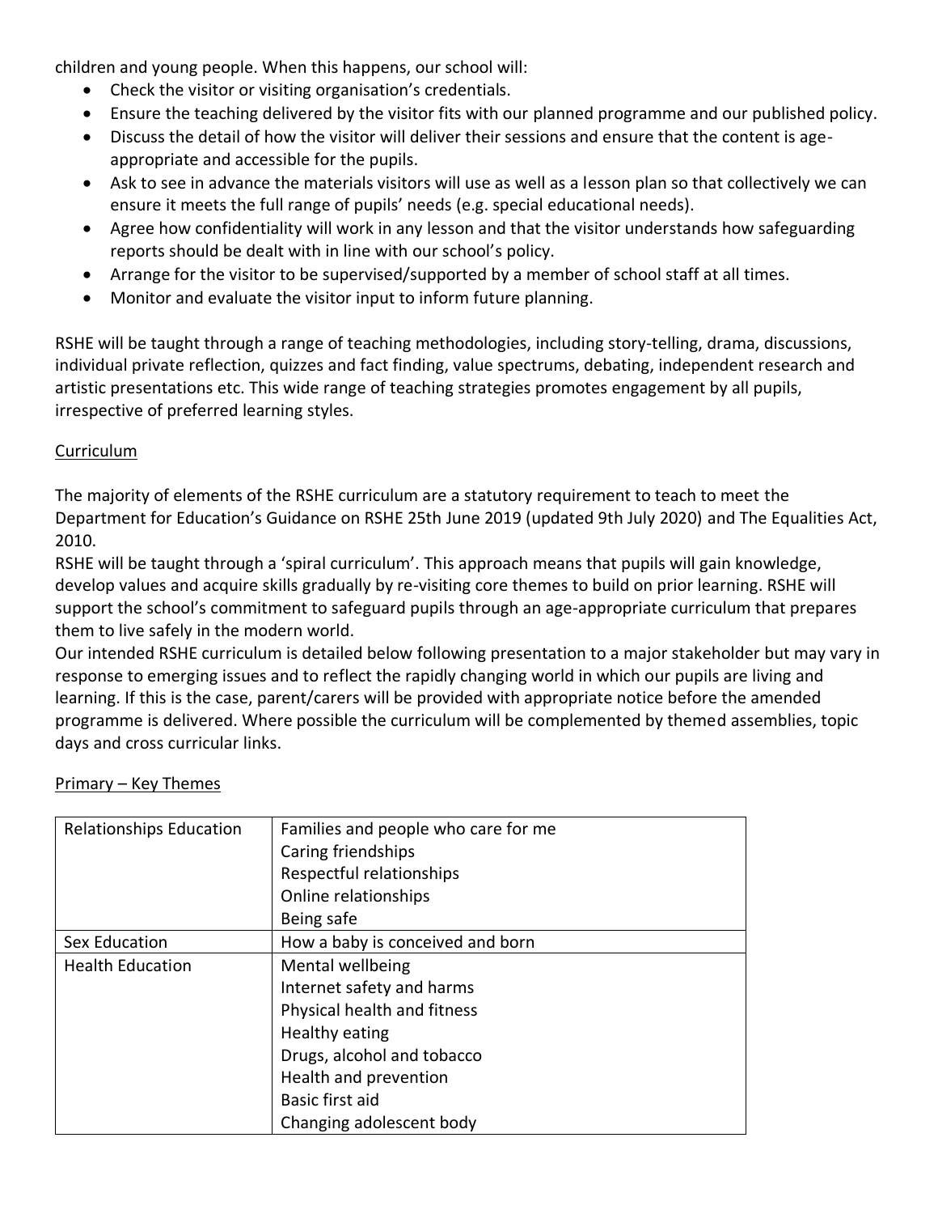children and young people. When this happens, our school will:

- Check the visitor or visiting organisation's credentials.
- Ensure the teaching delivered by the visitor fits with our planned programme and our published policy.
- Discuss the detail of how the visitor will deliver their sessions and ensure that the content is age-appropriate and accessible for the pupils.
- Ask to see in advance the materials visitors will use as well as a lesson plan so that collectively we can ensure it meets the full range of pupils' needs (e.g. special educational needs).
- Agree how confidentiality will work in any lesson and that the visitor understands how safeguarding reports should be dealt with in line with our school's policy.
- Arrange for the visitor to be supervised/supported by a member of school staff at all times.
- Monitor and evaluate the visitor input to inform future planning.

RSHE will be taught through a range of teaching methodologies, including story-telling, drama, discussions, individual private reflection, quizzes and fact finding, value spectrums, debating, independent research and artistic presentations etc. This wide range of teaching strategies promotes engagement by all pupils, irrespective of preferred learning styles.

Curriculum

The majority of elements of the RSHE curriculum are a statutory requirement to teach to meet the Department for Education's Guidance on RSHE 25th June 2019 (updated 9th July 2020) and The Equalities Act, 2010.

RSHE will be taught through a 'spiral curriculum'. This approach means that pupils will gain knowledge, develop values and acquire skills gradually by re-visiting core themes to build on prior learning. RSHE will support the school's commitment to safeguard pupils through an age-appropriate curriculum that prepares them to live safely in the modern world.

Our intended RSHE curriculum is detailed below following presentation to a major stakeholder but may vary in response to emerging issues and to reflect the rapidly changing world in which our pupils are living and learning. If this is the case, parent/carers will be provided with appropriate notice before the amended programme is delivered. Where possible the curriculum will be complemented by themed assemblies, topic days and cross curricular links.

Primary – Key Themes

| | |
|---|---|
| Relationships Education | Families and people who care for me<br>Caring friendships<br>Respectful relationships<br>Online relationships<br>Being safe |
| Sex Education | How a baby is conceived and born |
| Health Education | Mental wellbeing<br>Internet safety and harms<br>Physical health and fitness<br>Healthy eating<br>Drugs, alcohol and tobacco<br>Health and prevention<br>Basic first aid<br>Changing adolescent body |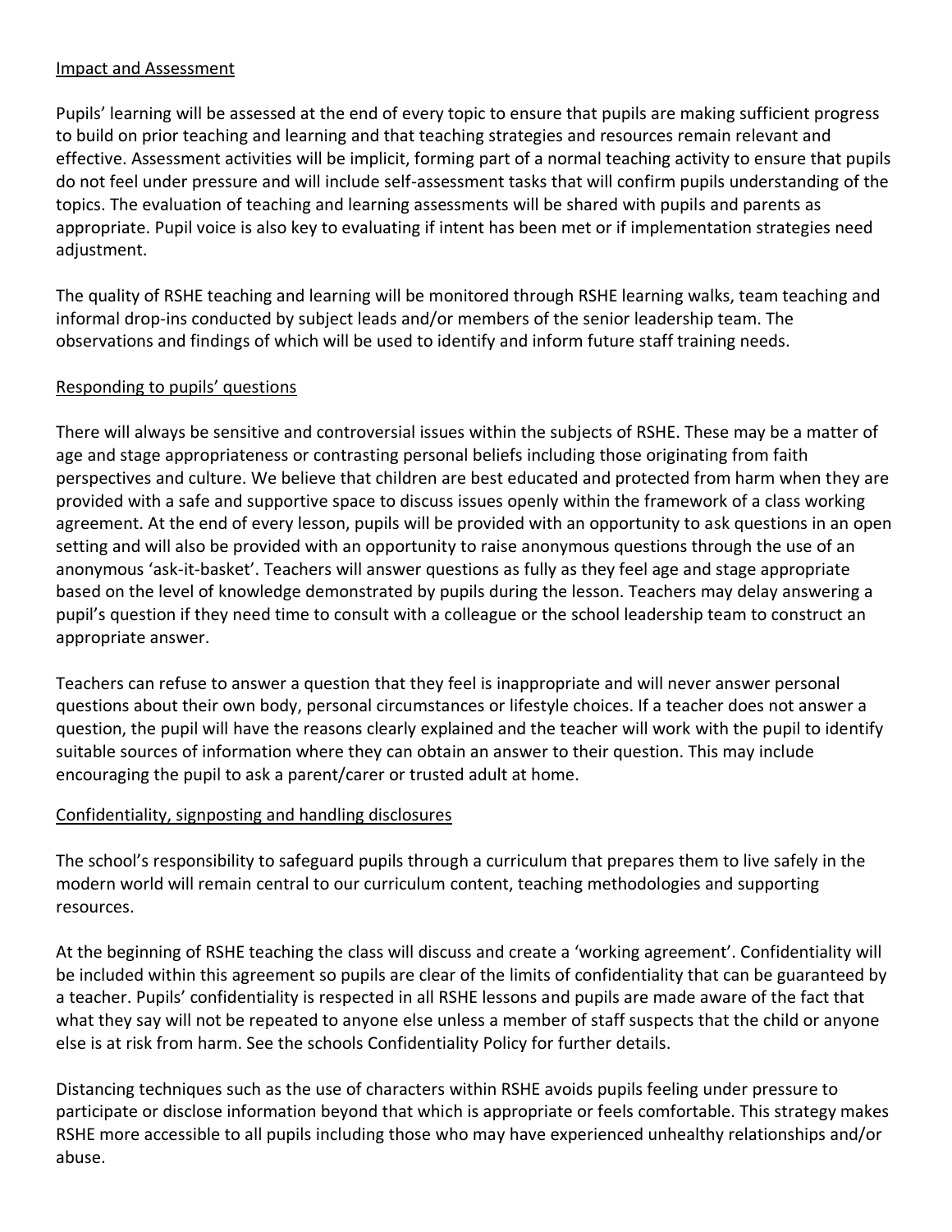## Impact and Assessment

Pupils' learning will be assessed at the end of every topic to ensure that pupils are making sufficient progress to build on prior teaching and learning and that teaching strategies and resources remain relevant and effective. Assessment activities will be implicit, forming part of a normal teaching activity to ensure that pupils do not feel under pressure and will include self-assessment tasks that will confirm pupils understanding of the topics. The evaluation of teaching and learning assessments will be shared with pupils and parents as appropriate. Pupil voice is also key to evaluating if intent has been met or if implementation strategies need adjustment.

The quality of RSHE teaching and learning will be monitored through RSHE learning walks, team teaching and informal drop-ins conducted by subject leads and/or members of the senior leadership team. The observations and findings of which will be used to identify and inform future staff training needs.

## Responding to pupils' questions

There will always be sensitive and controversial issues within the subjects of RSHE. These may be a matter of age and stage appropriateness or contrasting personal beliefs including those originating from faith perspectives and culture. We believe that children are best educated and protected from harm when they are provided with a safe and supportive space to discuss issues openly within the framework of a class working agreement. At the end of every lesson, pupils will be provided with an opportunity to ask questions in an open setting and will also be provided with an opportunity to raise anonymous questions through the use of an anonymous 'ask-it-basket'. Teachers will answer questions as fully as they feel age and stage appropriate based on the level of knowledge demonstrated by pupils during the lesson. Teachers may delay answering a pupil's question if they need time to consult with a colleague or the school leadership team to construct an appropriate answer.

Teachers can refuse to answer a question that they feel is inappropriate and will never answer personal questions about their own body, personal circumstances or lifestyle choices. If a teacher does not answer a question, the pupil will have the reasons clearly explained and the teacher will work with the pupil to identify suitable sources of information where they can obtain an answer to their question. This may include encouraging the pupil to ask a parent/carer or trusted adult at home.

## Confidentiality, signposting and handling disclosures

The school's responsibility to safeguard pupils through a curriculum that prepares them to live safely in the modern world will remain central to our curriculum content, teaching methodologies and supporting resources.

At the beginning of RSHE teaching the class will discuss and create a 'working agreement'. Confidentiality will be included within this agreement so pupils are clear of the limits of confidentiality that can be guaranteed by a teacher. Pupils' confidentiality is respected in all RSHE lessons and pupils are made aware of the fact that what they say will not be repeated to anyone else unless a member of staff suspects that the child or anyone else is at risk from harm. See the schools Confidentiality Policy for further details.

Distancing techniques such as the use of characters within RSHE avoids pupils feeling under pressure to participate or disclose information beyond that which is appropriate or feels comfortable. This strategy makes RSHE more accessible to all pupils including those who may have experienced unhealthy relationships and/or abuse.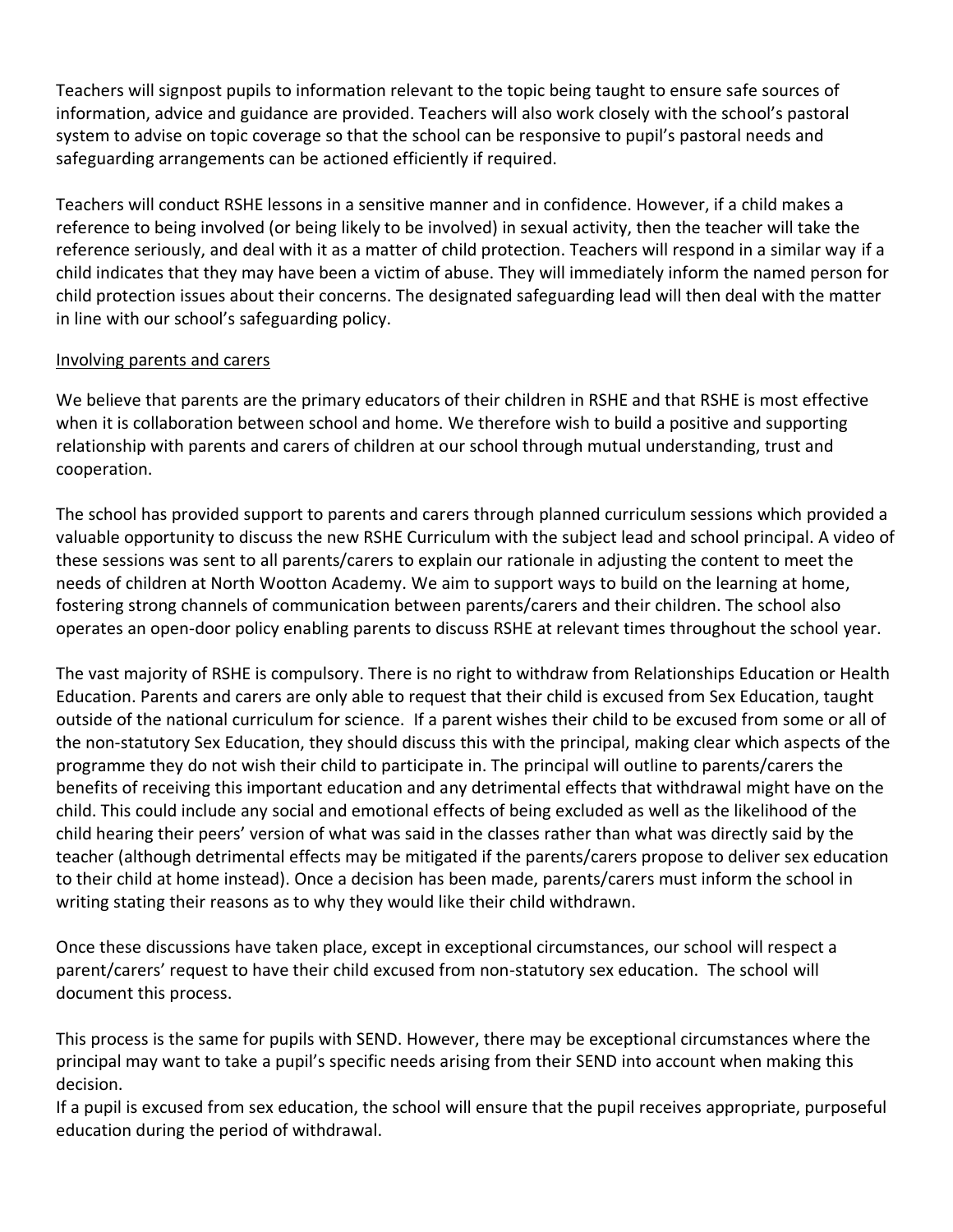Teachers will signpost pupils to information relevant to the topic being taught to ensure safe sources of information, advice and guidance are provided. Teachers will also work closely with the school's pastoral system to advise on topic coverage so that the school can be responsive to pupil's pastoral needs and safeguarding arrangements can be actioned efficiently if required.

Teachers will conduct RSHE lessons in a sensitive manner and in confidence. However, if a child makes a reference to being involved (or being likely to be involved) in sexual activity, then the teacher will take the reference seriously, and deal with it as a matter of child protection. Teachers will respond in a similar way if a child indicates that they may have been a victim of abuse. They will immediately inform the named person for child protection issues about their concerns. The designated safeguarding lead will then deal with the matter in line with our school's safeguarding policy.

<u>Involving parents and carers</u>

We believe that parents are the primary educators of their children in RSHE and that RSHE is most effective when it is collaboration between school and home. We therefore wish to build a positive and supporting relationship with parents and carers of children at our school through mutual understanding, trust and cooperation.

The school has provided support to parents and carers through planned curriculum sessions which provided a valuable opportunity to discuss the new RSHE Curriculum with the subject lead and school principal. A video of these sessions was sent to all parents/carers to explain our rationale in adjusting the content to meet the needs of children at North Wootton Academy. We aim to support ways to build on the learning at home, fostering strong channels of communication between parents/carers and their children. The school also operates an open-door policy enabling parents to discuss RSHE at relevant times throughout the school year.

The vast majority of RSHE is compulsory. There is no right to withdraw from Relationships Education or Health Education. Parents and carers are only able to request that their child is excused from Sex Education, taught outside of the national curriculum for science. If a parent wishes their child to be excused from some or all of the non-statutory Sex Education, they should discuss this with the principal, making clear which aspects of the programme they do not wish their child to participate in. The principal will outline to parents/carers the benefits of receiving this important education and any detrimental effects that withdrawal might have on the child. This could include any social and emotional effects of being excluded as well as the likelihood of the child hearing their peers' version of what was said in the classes rather than what was directly said by the teacher (although detrimental effects may be mitigated if the parents/carers propose to deliver sex education to their child at home instead). Once a decision has been made, parents/carers must inform the school in writing stating their reasons as to why they would like their child withdrawn.

Once these discussions have taken place, except in exceptional circumstances, our school will respect a parent/carers' request to have their child excused from non-statutory sex education. The school will document this process.

This process is the same for pupils with SEND. However, there may be exceptional circumstances where the principal may want to take a pupil's specific needs arising from their SEND into account when making this decision.
If a pupil is excused from sex education, the school will ensure that the pupil receives appropriate, purposeful education during the period of withdrawal.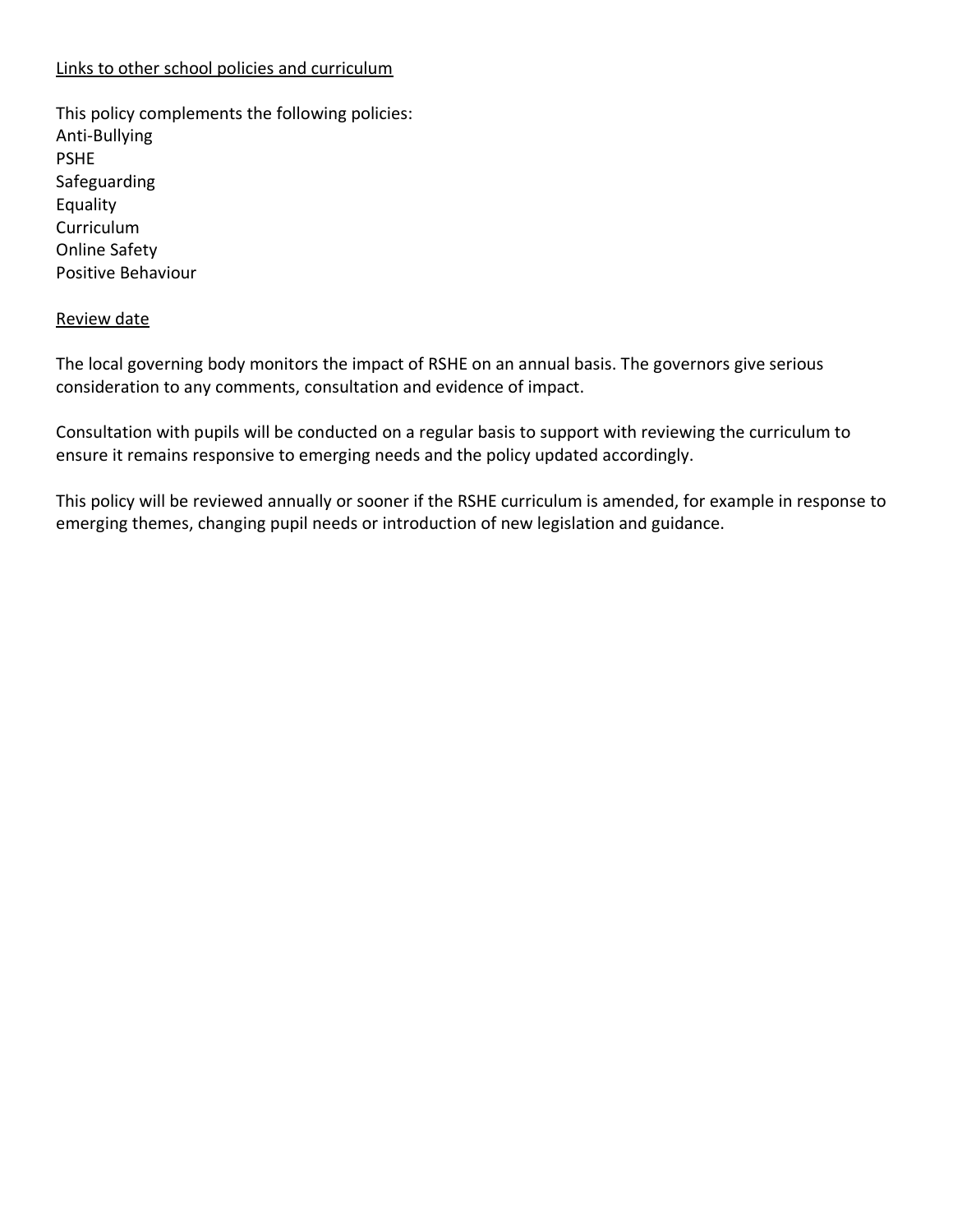## Links to other school policies and curriculum

This policy complements the following policies:
Anti-Bullying
PSHE
Safeguarding
Equality
Curriculum
Online Safety
Positive Behaviour

## Review date

The local governing body monitors the impact of RSHE on an annual basis. The governors give serious consideration to any comments, consultation and evidence of impact.

Consultation with pupils will be conducted on a regular basis to support with reviewing the curriculum to ensure it remains responsive to emerging needs and the policy updated accordingly.

This policy will be reviewed annually or sooner if the RSHE curriculum is amended, for example in response to emerging themes, changing pupil needs or introduction of new legislation and guidance.